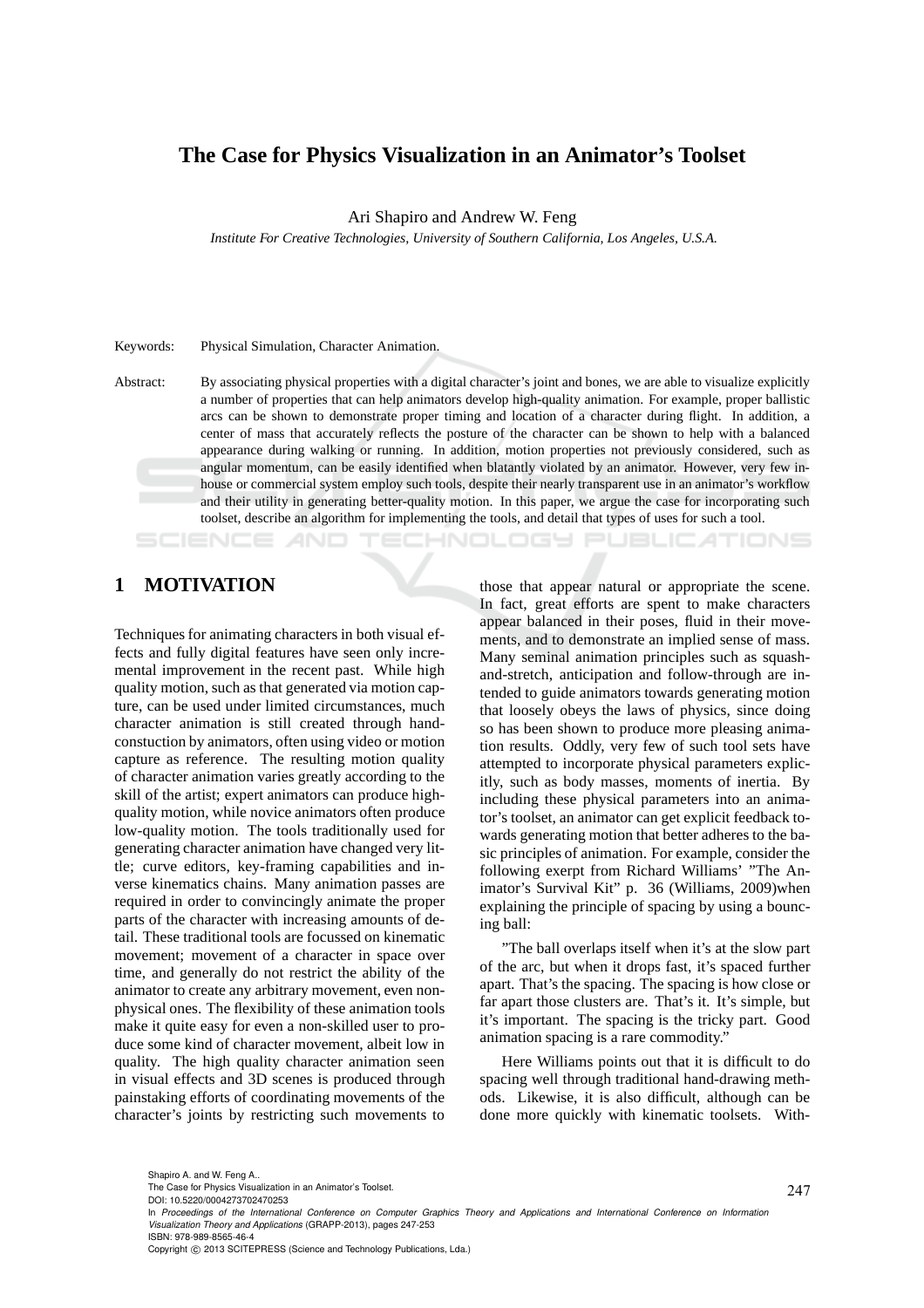# The Case for Physics Visualization in an Animator's Toolset

Ari Shapiro and Andrew W. Feng

*Institute For Creative Technologies, University of Southern California, Los Angeles, U.S.A.*

Keywords: Physical Simulation, Character Animation.

Abstract: By associating physical properties with a digital character's joint and bones, we are able to visualize explicitly a number of properties that can help animators develop high-quality animation. For example, proper ballistic arcs can be shown to demonstrate proper timing and location of a character during flight. In addition, a center of mass that accurately reflects the posture of the character can be shown to help with a balanced appearance during walking or running. In addition, motion properties not previously considered, such as angular momentum, can be easily identified when blatantly violated by an animator. However, very few in-house or commercial system employ such tools, despite their nearly transparent use in an animator's workflow and their utility in generating better-quality motion. In this paper, we argue the case for incorporating such toolset, describe an algorithm for implementing the tools, and detail that types of uses for such a tool.

## 1 MOTIVATION

Techniques for animating characters in both visual effects and fully digital features have seen only incremental improvement in the recent past. While high quality motion, such as that generated via motion capture, can be used under limited circumstances, much character animation is still created through hand-constuction by animators, often using video or motion capture as reference. The resulting motion quality of character animation varies greatly according to the skill of the artist; expert animators can produce high-quality motion, while novice animators often produce low-quality motion. The tools traditionally used for generating character animation have changed very little; curve editors, key-framing capabilities and inverse kinematics chains. Many animation passes are required in order to convincingly animate the proper parts of the character with increasing amounts of detail. These traditional tools are focussed on kinematic movement; movement of a character in space over time, and generally do not restrict the ability of the animator to create any arbitrary movement, even non-physical ones. The flexibility of these animation tools make it quite easy for even a non-skilled user to produce some kind of character movement, albeit low in quality. The high quality character animation seen in visual effects and 3D scenes is produced through painstaking efforts of coordinating movements of the character's joints by restricting such movements to those that appear natural or appropriate the scene. In fact, great efforts are spent to make characters appear balanced in their poses, fluid in their movements, and to demonstrate an implied sense of mass. Many seminal animation principles such as squash-and-stretch, anticipation and follow-through are intended to guide animators towards generating motion that loosely obeys the laws of physics, since doing so has been shown to produce more pleasing animation results. Oddly, very few of such tool sets have attempted to incorporate physical parameters explicitly, such as body masses, moments of inertia. By including these physical parameters into an animator's toolset, an animator can get explicit feedback towards generating motion that better adheres to the basic principles of animation. For example, consider the following exerpt from Richard Williams' "The Animator's Survival Kit" p. 36 (Williams, 2009)when explaining the principle of spacing by using a bouncing ball:

"The ball overlaps itself when it's at the slow part of the arc, but when it drops fast, it's spaced further apart. That's the spacing. The spacing is how close or far apart those clusters are. That's it. It's simple, but it's important. The spacing is the tricky part. Good animation spacing is a rare commodity."

Here Williams points out that it is difficult to do spacing well through traditional hand-drawing methods. Likewise, it is also difficult, although can be done more quickly with kinematic toolsets. With-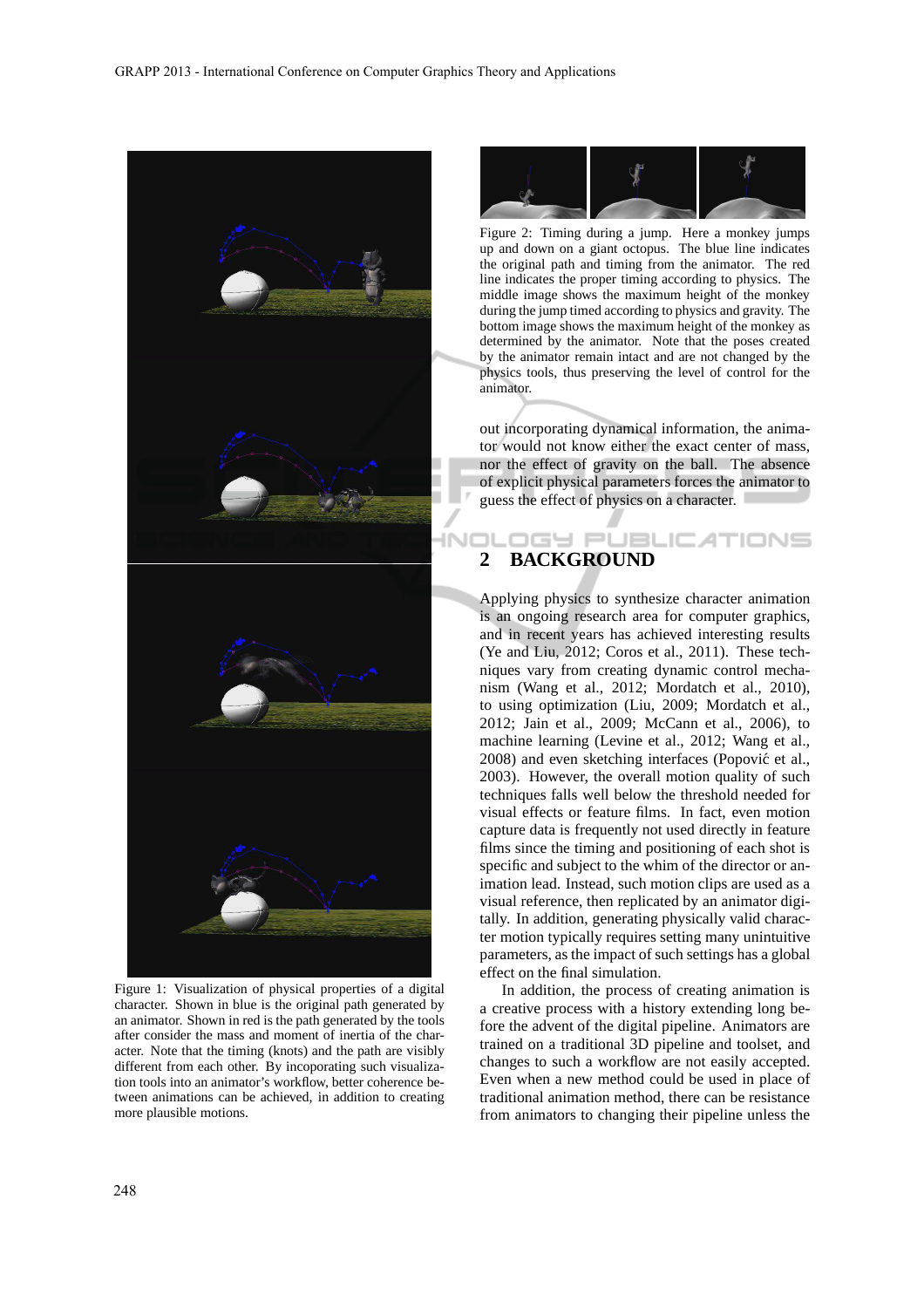Figure 1: Visualization of physical properties of a digital character. Shown in blue is the original path generated by an animator. Shown in red is the path generated by the tools after consider the mass and moment of inertia of the character. Note that the timing (knots) and the path are visibly different from each other. By incoporating such visualization tools into an animator's workflow, better coherence between animations can be achieved, in addition to creating more plausible motions.

Figure 2: Timing during a jump. Here a monkey jumps up and down on a giant octopus. The blue line indicates the original path and timing from the animator. The red line indicates the proper timing according to physics. The middle image shows the maximum height of the monkey during the jump timed according to physics and gravity. The bottom image shows the maximum height of the monkey as determined by the animator. Note that the poses created by the animator remain intact and are not changed by the physics tools, thus preserving the level of control for the animator.

out incorporating dynamical information, the animator would not know either the exact center of mass, nor the effect of gravity on the ball. The absence of explicit physical parameters forces the animator to guess the effect of physics on a character.

## 2 BACKGROUND

Applying physics to synthesize character animation is an ongoing research area for computer graphics, and in recent years has achieved interesting results (Ye and Liu, 2012; Coros et al., 2011). These techniques vary from creating dynamic control mechanism (Wang et al., 2012; Mordatch et al., 2010), to using optimization (Liu, 2009; Mordatch et al., 2012; Jain et al., 2009; McCann et al., 2006), to machine learning (Levine et al., 2012; Wang et al., 2008) and even sketching interfaces (Popović et al., 2003). However, the overall motion quality of such techniques falls well below the threshold needed for visual effects or feature films. In fact, even motion capture data is frequently not used directly in feature films since the timing and positioning of each shot is specific and subject to the whim of the director or animation lead. Instead, such motion clips are used as a visual reference, then replicated by an animator digitally. In addition, generating physically valid character motion typically requires setting many unintuitive parameters, as the impact of such settings has a global effect on the final simulation.

In addition, the process of creating animation is a creative process with a history extending long before the advent of the digital pipeline. Animators are trained on a traditional 3D pipeline and toolset, and changes to such a workflow are not easily accepted. Even when a new method could be used in place of traditional animation method, there can be resistance from animators to changing their pipeline unless the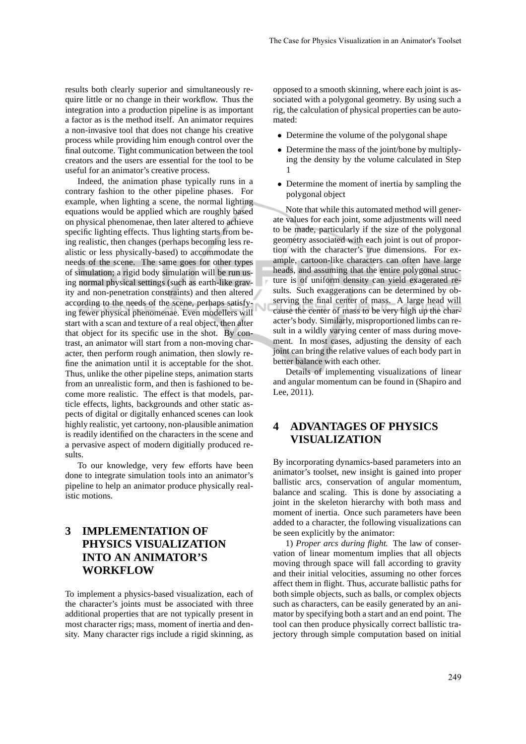results both clearly superior and simultaneously require little or no change in their workflow. Thus the integration into a production pipeline is as important a factor as is the method itself. An animator requires a non-invasive tool that does not change his creative process while providing him enough control over the final outcome. Tight communication between the tool creators and the users are essential for the tool to be useful for an animator's creative process.

Indeed, the animation phase typically runs in a contrary fashion to the other pipeline phases. For example, when lighting a scene, the normal lighting equations would be applied which are roughly based on physical phenomenae, then later altered to achieve specific lighting effects. Thus lighting starts from being realistic, then changes (perhaps becoming less realistic or less physically-based) to accommodate the needs of the scene. The same goes for other types of simulation; a rigid body simulation will be run using normal physical settings (such as earth-like gravity and non-penetration constraints) and then altered according to the needs of the scene, perhaps satisfying fewer physical phenomenae. Even modellers will start with a scan and texture of a real object, then alter that object for its specific use in the shot. By contrast, an animator will start from a non-moving character, then perform rough animation, then slowly refine the animation until it is acceptable for the shot. Thus, unlike the other pipeline steps, animation starts from an unrealistic form, and then is fashioned to become more realistic. The effect is that models, particle effects, lights, backgrounds and other static aspects of digital or digitally enhanced scenes can look highly realistic, yet cartoony, non-plausible animation is readily identified on the characters in the scene and a pervasive aspect of modern digitially produced results.

To our knowledge, very few efforts have been done to integrate simulation tools into an animator's pipeline to help an animator produce physically realistic motions.

# 3 IMPLEMENTATION OF PHYSICS VISUALIZATION INTO AN ANIMATOR'S WORKFLOW

To implement a physics-based visualization, each of the character's joints must be associated with three additional properties that are not typically present in most character rigs; mass, moment of inertia and density. Many character rigs include a rigid skinning, as opposed to a smooth skinning, where each joint is associated with a polygonal geometry. By using such a rig, the calculation of physical properties can be automated:

- Determine the volume of the polygonal shape
- Determine the mass of the joint/bone by multiplying the density by the volume calculated in Step 1
- Determine the moment of inertia by sampling the polygonal object

Note that while this automated method will generate values for each joint, some adjustments will need to be made, particularly if the size of the polygonal geometry associated with each joint is out of proportion with the character's true dimensions. For example, cartoon-like characters can often have large heads, and assuming that the entire polygonal structure is of uniform density can yield exagerated results. Such exaggerations can be determined by observing the final center of mass. A large head will cause the center of mass to be very high up the character's body. Similarly, misproportioned limbs can result in a wildly varying center of mass during movement. In most cases, adjusting the density of each joint can bring the relative values of each body part in better balance with each other.

Details of implementing visualizations of linear and angular momentum can be found in (Shapiro and Lee, 2011).

# 4 ADVANTAGES OF PHYSICS VISUALIZATION

By incorporating dynamics-based parameters into an animator's toolset, new insight is gained into proper ballistic arcs, conservation of angular momentum, balance and scaling. This is done by associating a joint in the skeleton hierarchy with both mass and moment of inertia. Once such parameters have been added to a character, the following visualizations can be seen explicitly by the animator:

1) *Proper arcs during flight.* The law of conservation of linear momentum implies that all objects moving through space will fall according to gravity and their initial velocities, assuming no other forces affect them in flight. Thus, accurate ballistic paths for both simple objects, such as balls, or complex objects such as characters, can be easily generated by an animator by specifying both a start and an end point. The tool can then produce physically correct ballistic trajectory through simple computation based on initial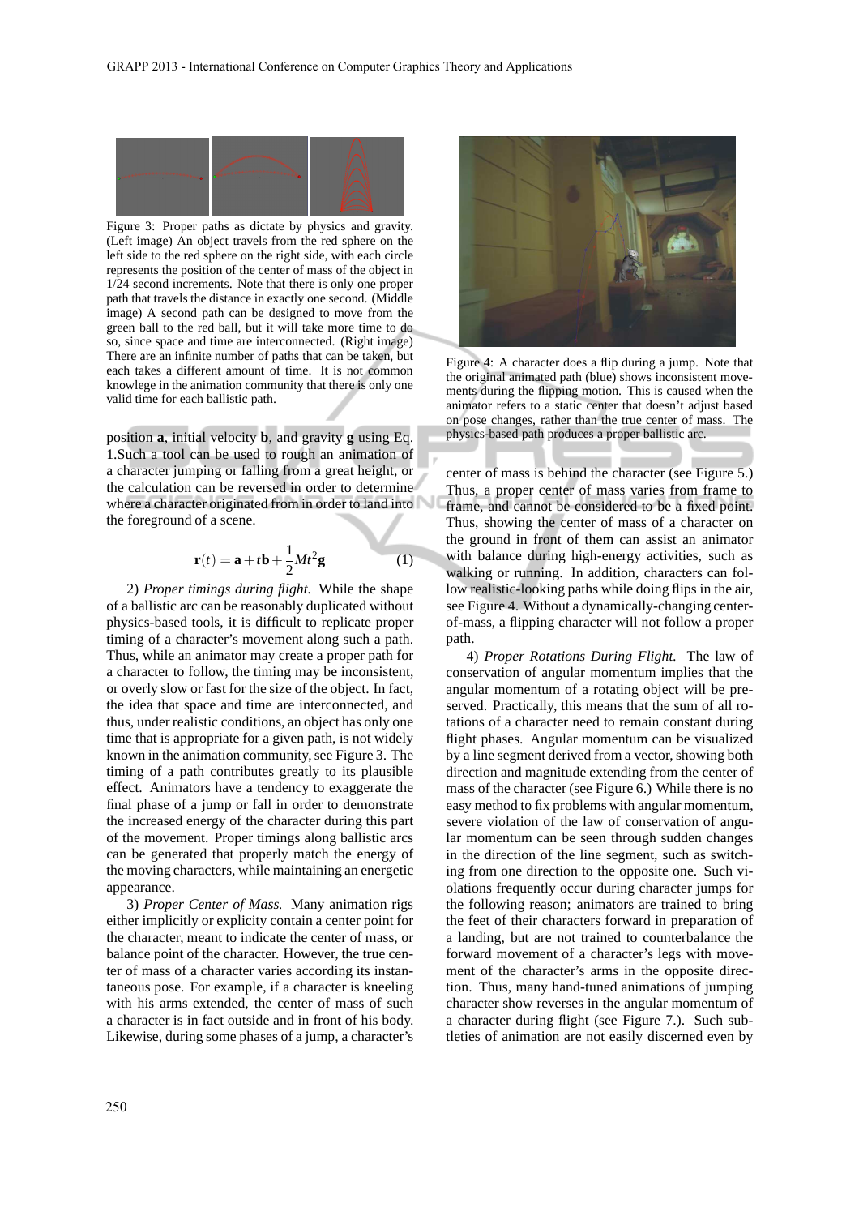Figure 3: Proper paths as dictate by physics and gravity. (Left image) An object travels from the red sphere on the left side to the red sphere on the right side, with each circle represents the position of the center of mass of the object in 1/24 second increments. Note that there is only one proper path that travels the distance in exactly one second. (Middle image) A second path can be designed to move from the green ball to the red ball, but it will take more time to do so, since space and time are interconnected. (Right image) There are an infinite number of paths that can be taken, but each takes a different amount of time. It is not common knowlege in the animation community that there is only one valid time for each ballistic path.

position **a**, initial velocity **b**, and gravity **g** using Eq. 1.Such a tool can be used to rough an animation of a character jumping or falling from a great height, or the calculation can be reversed in order to determine where a character originated from in order to land into the foreground of a scene.

$$\mathbf{r}(t) = \mathbf{a} + t\mathbf{b} + \frac{1}{2}Mt^2\mathbf{g} \tag{1}$$

2) *Proper timings during flight.* While the shape of a ballistic arc can be reasonably duplicated without physics-based tools, it is difficult to replicate proper timing of a character's movement along such a path. Thus, while an animator may create a proper path for a character to follow, the timing may be inconsistent, or overly slow or fast for the size of the object. In fact, the idea that space and time are interconnected, and thus, under realistic conditions, an object has only one time that is appropriate for a given path, is not widely known in the animation community, see Figure 3. The timing of a path contributes greatly to its plausible effect. Animators have a tendency to exaggerate the final phase of a jump or fall in order to demonstrate the increased energy of the character during this part of the movement. Proper timings along ballistic arcs can be generated that properly match the energy of the moving characters, while maintaining an energetic appearance.

3) *Proper Center of Mass.* Many animation rigs either implicitly or explicity contain a center point for the character, meant to indicate the center of mass, or balance point of the character. However, the true center of mass of a character varies according its instantaneous pose. For example, if a character is kneeling with his arms extended, the center of mass of such a character is in fact outside and in front of his body. Likewise, during some phases of a jump, a character's center of mass is behind the character (see Figure 5.) Thus, a proper center of mass varies from frame to frame, and cannot be considered to be a fixed point. Thus, showing the center of mass of a character on the ground in front of them can assist an animator with balance during high-energy activities, such as walking or running. In addition, characters can follow realistic-looking paths while doing flips in the air, see Figure 4. Without a dynamically-changing center-of-mass, a flipping character will not follow a proper path.

Figure 4: A character does a flip during a jump. Note that the original animated path (blue) shows inconsistent movements during the flipping motion. This is caused when the animator refers to a static center that doesn't adjust based on pose changes, rather than the true center of mass. The physics-based path produces a proper ballistic arc.

4) *Proper Rotations During Flight.* The law of conservation of angular momentum implies that the angular momentum of a rotating object will be preserved. Practically, this means that the sum of all rotations of a character need to remain constant during flight phases. Angular momentum can be visualized by a line segment derived from a vector, showing both direction and magnitude extending from the center of mass of the character (see Figure 6.) While there is no easy method to fix problems with angular momentum, severe violation of the law of conservation of angular momentum can be seen through sudden changes in the direction of the line segment, such as switching from one direction to the opposite one. Such violations frequently occur during character jumps for the following reason; animators are trained to bring the feet of their characters forward in preparation of a landing, but are not trained to counterbalance the forward movement of a character's legs with movement of the character's arms in the opposite direction. Thus, many hand-tuned animations of jumping character show reverses in the angular momentum of a character during flight (see Figure 7.). Such subtleties of animation are not easily discerned even by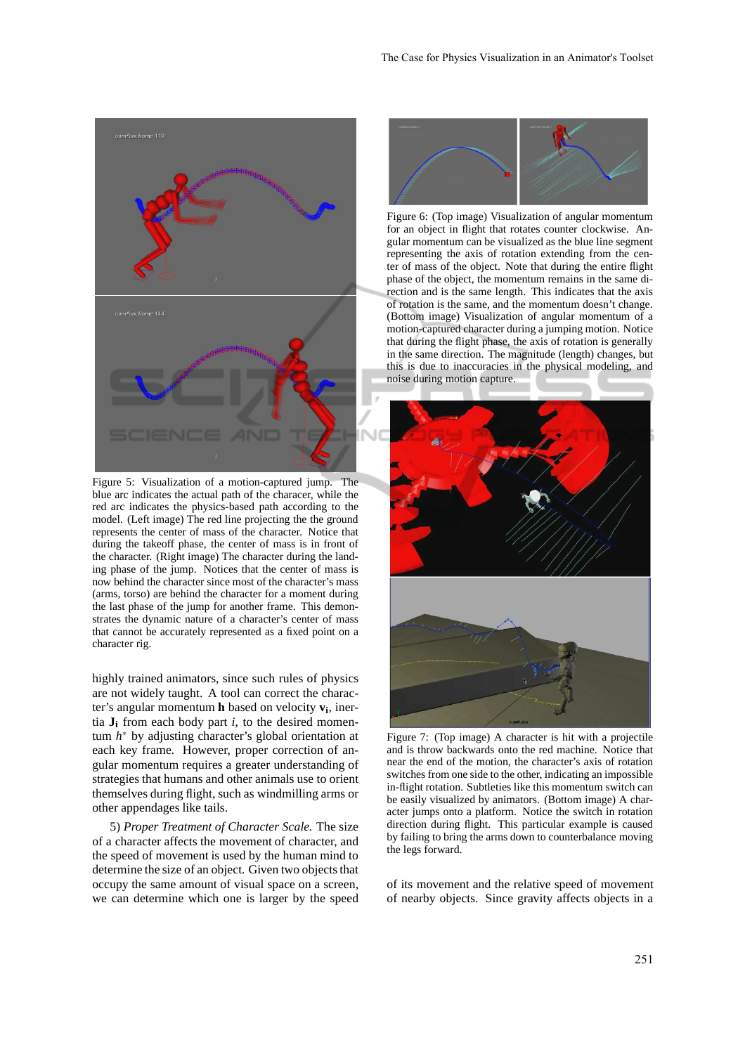Figure 5: Visualization of a motion-captured jump. The blue arc indicates the actual path of the characer, while the red arc indicates the physics-based path according to the model. (Left image) The red line projecting the the ground represents the center of mass of the character. Notice that during the takeoff phase, the center of mass is in front of the character. (Right image) The character during the landing phase of the jump. Notices that the center of mass is now behind the character since most of the character's mass (arms, torso) are behind the character for a moment during the last phase of the jump for another frame. This demonstrates the dynamic nature of a character's center of mass that cannot be accurately represented as a fixed point on a character rig.

Figure 6: (Top image) Visualization of angular momentum for an object in flight that rotates counter clockwise. Angular momentum can be visualized as the blue line segment representing the axis of rotation extending from the center of mass of the object. Note that during the entire flight phase of the object, the momentum remains in the same direction and is the same length. This indicates that the axis of rotation is the same, and the momentum doesn't change. (Bottom image) Visualization of angular momentum of a motion-captured character during a jumping motion. Notice that during the flight phase, the axis of rotation is generally in the same direction. The magnitude (length) changes, but this is due to inaccuracies in the physical modeling, and noise during motion capture.

Figure 7: (Top image) A character is hit with a projectile and is throw backwards onto the red machine. Notice that near the end of the motion, the character's axis of rotation switches from one side to the other, indicating an impossible in-flight rotation. Subtleties like this momentum switch can be easily visualized by animators. (Bottom image) A character jumps onto a platform. Notice the switch in rotation direction during flight. This particular example is caused by failing to bring the arms down to counterbalance moving the legs forward.

highly trained animators, since such rules of physics are not widely taught. A tool can correct the character's angular momentum **h** based on velocity $\mathbf{v_i}$, inertia $\mathbf{J_i}$ from each body part $i$, to the desired momentum $h^*$ by adjusting character's global orientation at each key frame. However, proper correction of angular momentum requires a greater understanding of strategies that humans and other animals use to orient themselves during flight, such as windmilling arms or other appendages like tails.

5) *Proper Treatment of Character Scale.* The size of a character affects the movement of character, and the speed of movement is used by the human mind to determine the size of an object. Given two objects that occupy the same amount of visual space on a screen, we can determine which one is larger by the speed of its movement and the relative speed of movement of nearby objects. Since gravity affects objects in a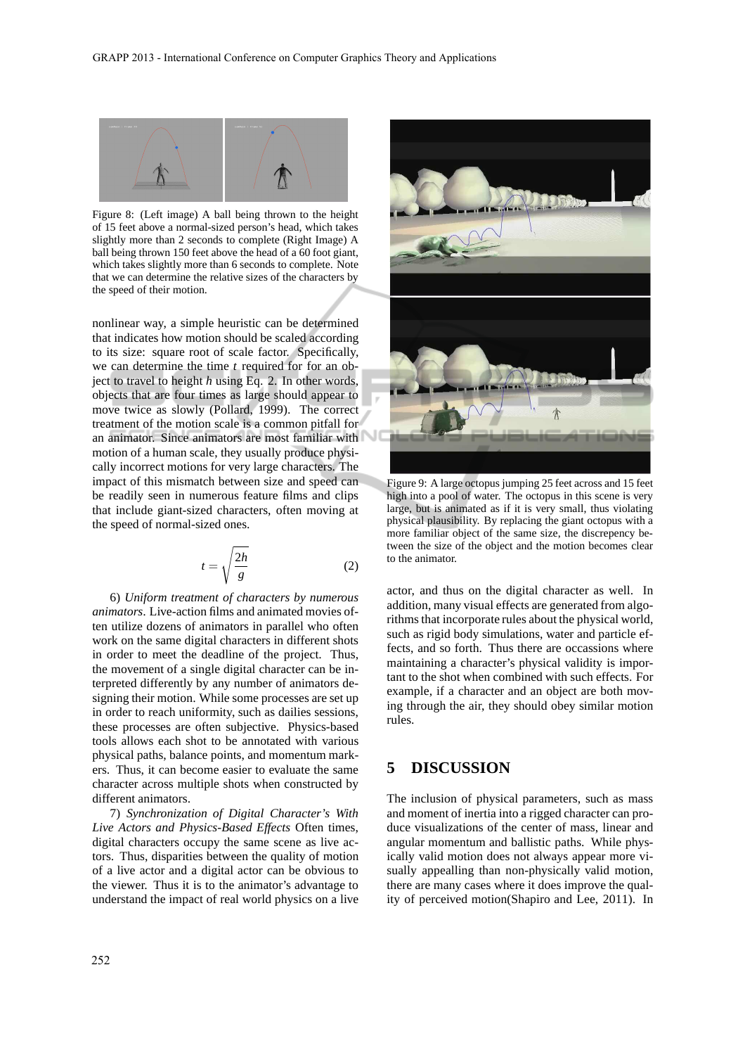Figure 8: (Left image) A ball being thrown to the height of 15 feet above a normal-sized person's head, which takes slightly more than 2 seconds to complete (Right Image) A ball being thrown 150 feet above the head of a 60 foot giant, which takes slightly more than 6 seconds to complete. Note that we can determine the relative sizes of the characters by the speed of their motion.

nonlinear way, a simple heuristic can be determined that indicates how motion should be scaled according to its size: square root of scale factor. Specifically, we can determine the time $t$ required for for an object to travel to height $h$ using Eq. 2. In other words, objects that are four times as large should appear to move twice as slowly (Pollard, 1999). The correct treatment of the motion scale is a common pitfall for an animator. Since animators are most familiar with motion of a human scale, they usually produce physically incorrect motions for very large characters. The impact of this mismatch between size and speed can be readily seen in numerous feature films and clips that include giant-sized characters, often moving at the speed of normal-sized ones.

$$t = \sqrt{\frac{2h}{g}} \tag{2}$$

6) *Uniform treatment of characters by numerous animators*. Live-action films and animated movies often utilize dozens of animators in parallel who often work on the same digital characters in different shots in order to meet the deadline of the project. Thus, the movement of a single digital character can be interpreted differently by any number of animators designing their motion. While some processes are set up in order to reach uniformity, such as dailies sessions, these processes are often subjective. Physics-based tools allows each shot to be annotated with various physical paths, balance points, and momentum markers. Thus, it can become easier to evaluate the same character across multiple shots when constructed by different animators.

7) *Synchronization of Digital Character's With Live Actors and Physics-Based Effects* Often times, digital characters occupy the same scene as live actors. Thus, disparities between the quality of motion of a live actor and a digital actor can be obvious to the viewer. Thus it is to the animator's advantage to understand the impact of real world physics on a live actor, and thus on the digital character as well. In addition, many visual effects are generated from algorithms that incorporate rules about the physical world, such as rigid body simulations, water and particle effects, and so forth. Thus there are occassions where maintaining a character's physical validity is important to the shot when combined with such effects. For example, if a character and an object are both moving through the air, they should obey similar motion rules.

Figure 9: A large octopus jumping 25 feet across and 15 feet high into a pool of water. The octopus in this scene is very large, but is animated as if it is very small, thus violating physical plausibility. By replacing the giant octopus with a more familiar object of the same size, the discrepency between the size of the object and the motion becomes clear to the animator.

## 5 DISCUSSION

The inclusion of physical parameters, such as mass and moment of inertia into a rigged character can produce visualizations of the center of mass, linear and angular momentum and ballistic paths. While physically valid motion does not always appear more visually appealling than non-physically valid motion, there are many cases where it does improve the quality of perceived motion(Shapiro and Lee, 2011). In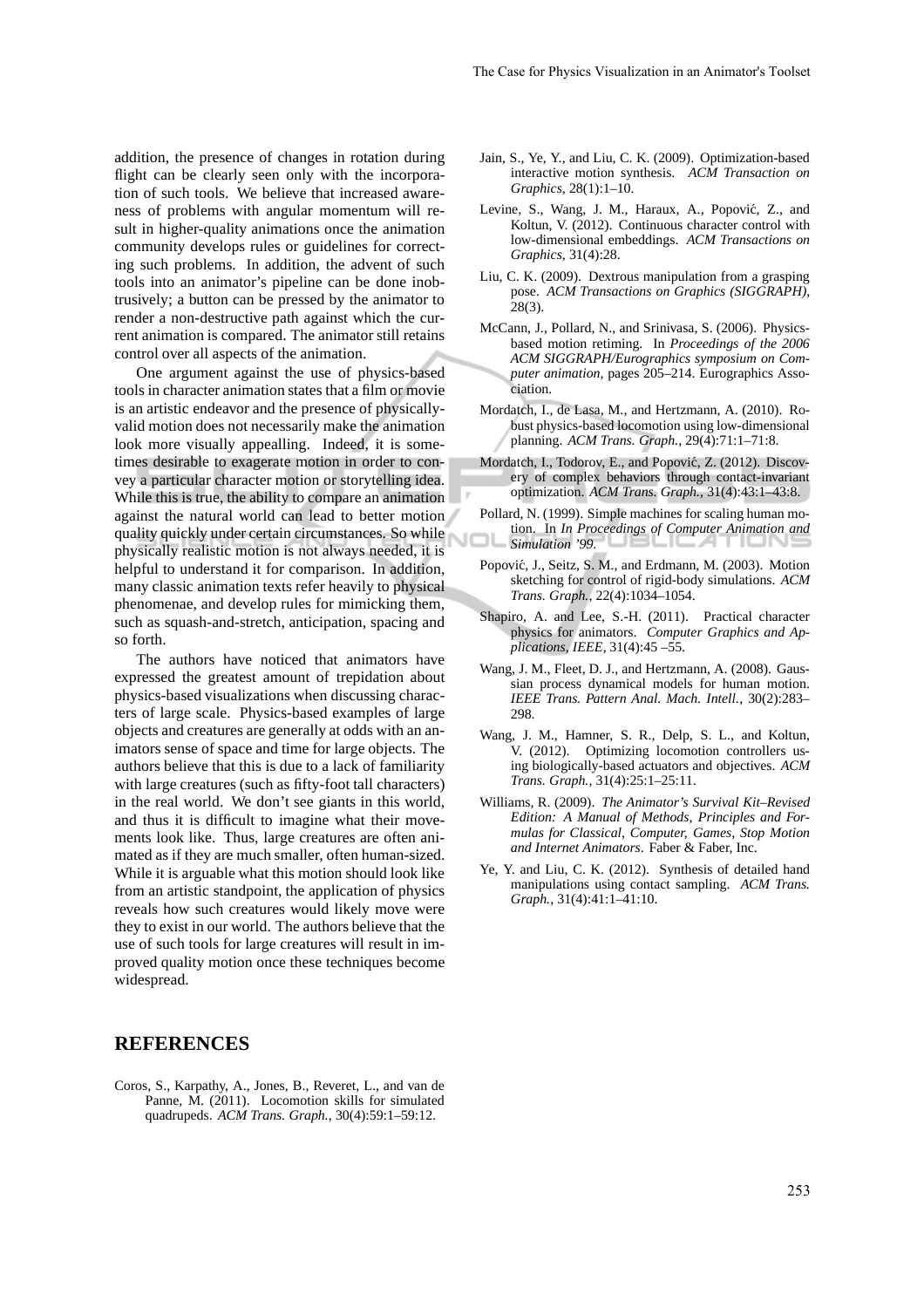addition, the presence of changes in rotation during flight can be clearly seen only with the incorporation of such tools. We believe that increased awareness of problems with angular momentum will result in higher-quality animations once the animation community develops rules or guidelines for correcting such problems. In addition, the advent of such tools into an animator's pipeline can be done inobtrusively; a button can be pressed by the animator to render a non-destructive path against which the current animation is compared. The animator still retains control over all aspects of the animation.

One argument against the use of physics-based tools in character animation states that a film or movie is an artistic endeavor and the presence of physically-valid motion does not necessarily make the animation look more visually appealling. Indeed, it is sometimes desirable to exagerate motion in order to convey a particular character motion or storytelling idea. While this is true, the ability to compare an animation against the natural world can lead to better motion quality quickly under certain circumstances. So while physically realistic motion is not always needed, it is helpful to understand it for comparison. In addition, many classic animation texts refer heavily to physical phenomenae, and develop rules for mimicking them, such as squash-and-stretch, anticipation, spacing and so forth.

The authors have noticed that animators have expressed the greatest amount of trepidation about physics-based visualizations when discussing characters of large scale. Physics-based examples of large objects and creatures are generally at odds with an animators sense of space and time for large objects. The authors believe that this is due to a lack of familiarity with large creatures (such as fifty-foot tall characters) in the real world. We don't see giants in this world, and thus it is difficult to imagine what their movements look like. Thus, large creatures are often animated as if they are much smaller, often human-sized. While it is arguable what this motion should look like from an artistic standpoint, the application of physics reveals how such creatures would likely move were they to exist in our world. The authors believe that the use of such tools for large creatures will result in improved quality motion once these techniques become widespread.

## REFERENCES

Coros, S., Karpathy, A., Jones, B., Reveret, L., and van de Panne, M. (2011). Locomotion skills for simulated quadrupeds. *ACM Trans. Graph.*, 30(4):59:1–59:12.

Jain, S., Ye, Y., and Liu, C. K. (2009). Optimization-based interactive motion synthesis. *ACM Transaction on Graphics*, 28(1):1–10.

Levine, S., Wang, J. M., Haraux, A., Popović, Z., and Koltun, V. (2012). Continuous character control with low-dimensional embeddings. *ACM Transactions on Graphics*, 31(4):28.

Liu, C. K. (2009). Dextrous manipulation from a grasping pose. *ACM Transactions on Graphics (SIGGRAPH)*, 28(3).

McCann, J., Pollard, N., and Srinivasa, S. (2006). Physics-based motion retiming. In *Proceedings of the 2006 ACM SIGGRAPH/Eurographics symposium on Computer animation*, pages 205–214. Eurographics Association.

Mordatch, I., de Lasa, M., and Hertzmann, A. (2010). Robust physics-based locomotion using low-dimensional planning. *ACM Trans. Graph.*, 29(4):71:1–71:8.

Mordatch, I., Todorov, E., and Popović, Z. (2012). Discovery of complex behaviors through contact-invariant optimization. *ACM Trans. Graph.*, 31(4):43:1–43:8.

Pollard, N. (1999). Simple machines for scaling human motion. In *In Proceedings of Computer Animation and Simulation '99*.

Popović, J., Seitz, S. M., and Erdmann, M. (2003). Motion sketching for control of rigid-body simulations. *ACM Trans. Graph.*, 22(4):1034–1054.

Shapiro, A. and Lee, S.-H. (2011). Practical character physics for animators. *Computer Graphics and Applications, IEEE*, 31(4):45 –55.

Wang, J. M., Fleet, D. J., and Hertzmann, A. (2008). Gaussian process dynamical models for human motion. *IEEE Trans. Pattern Anal. Mach. Intell.*, 30(2):283–298.

Wang, J. M., Hamner, S. R., Delp, S. L., and Koltun, V. (2012). Optimizing locomotion controllers using biologically-based actuators and objectives. *ACM Trans. Graph.*, 31(4):25:1–25:11.

Williams, R. (2009). *The Animator's Survival Kit–Revised Edition: A Manual of Methods, Principles and Formulas for Classical, Computer, Games, Stop Motion and Internet Animators*. Faber & Faber, Inc.

Ye, Y. and Liu, C. K. (2012). Synthesis of detailed hand manipulations using contact sampling. *ACM Trans. Graph.*, 31(4):41:1–41:10.